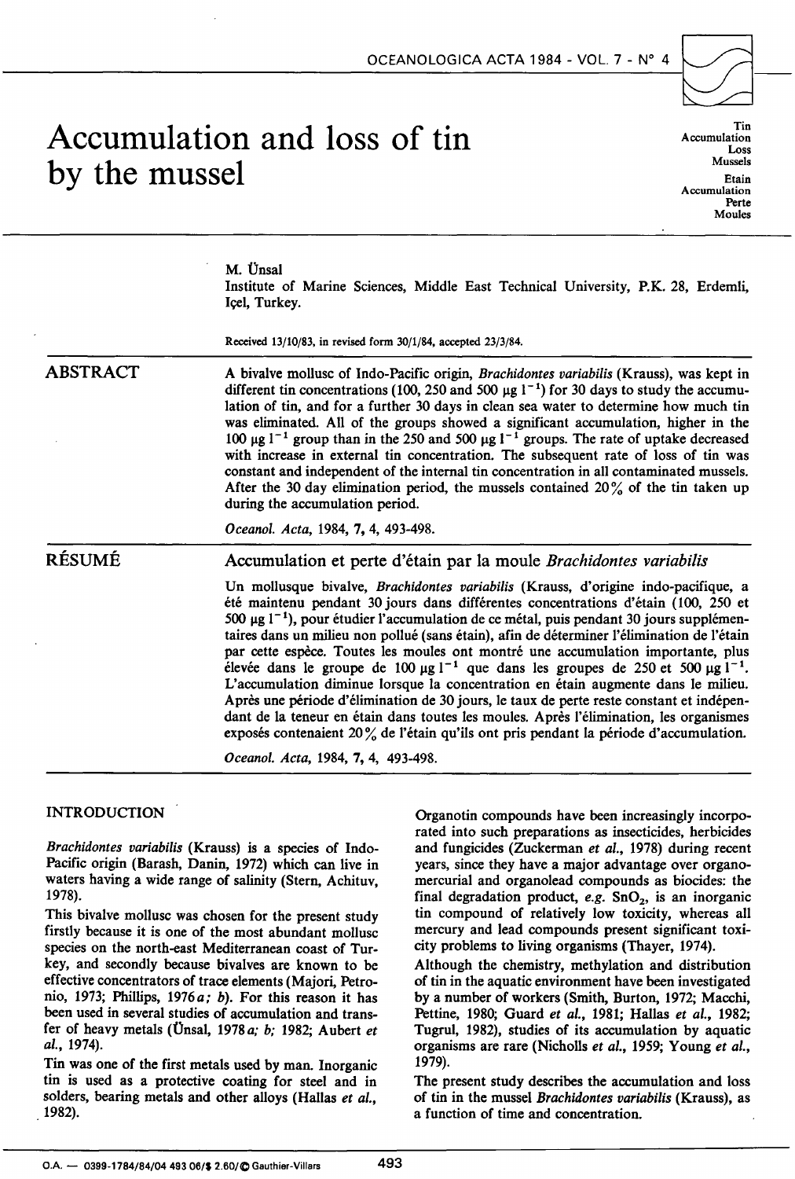# Accumulation and loss of tin by the mussel

Tin
Accumulation
Loss
Mussels
Etain
Accumulation
Perte
Moules

M. Ünsal
Institute of Marine Sciences, Middle East Technical University, P.K. 28, Erdemli, Içel, Turkey.

Received 13/10/83, in revised form 30/1/84, accepted 23/3/84.

## ABSTRACT

A bivalve mollusc of Indo-Pacific origin, *Brachidontes variabilis* (Krauss), was kept in different tin concentrations (100, 250 and 500 µg $l^{-1}$) for 30 days to study the accumulation of tin, and for a further 30 days in clean sea water to determine how much tin was eliminated. All of the groups showed a significant accumulation, higher in the 100 µg $l^{-1}$ group than in the 250 and 500 µg $l^{-1}$ groups. The rate of uptake decreased with increase in external tin concentration. The subsequent rate of loss of tin was constant and independent of the internal tin concentration in all contaminated mussels. After the 30 day elimination period, the mussels contained 20% of the tin taken up during the accumulation period.

*Oceanol. Acta*, 1984, **7**, 4, 493-498.

## RÉSUMÉ

### Accumulation et perte d'étain par la moule *Brachidontes variabilis*

Un mollusque bivalve, *Brachidontes variabilis* (Krauss, d'origine indo-pacifique, a été maintenu pendant 30 jours dans différentes concentrations d'étain (100, 250 et 500 µg $l^{-1}$), pour étudier l'accumulation de ce métal, puis pendant 30 jours supplémentaires dans un milieu non pollué (sans étain), afin de déterminer l'élimination de l'étain par cette espèce. Toutes les moules ont montré une accumulation importante, plus élevée dans le groupe de 100 µg $l^{-1}$ que dans les groupes de 250 et 500 µg $l^{-1}$. L'accumulation diminue lorsque la concentration en étain augmente dans le milieu. Après une période d'élimination de 30 jours, le taux de perte reste constant et indépendant de la teneur en étain dans toutes les moules. Après l'élimination, les organismes exposés contenaient 20% de l'étain qu'ils ont pris pendant la période d'accumulation.

*Oceanol. Acta*, 1984, **7**, 4, 493-498.

## INTRODUCTION

*Brachidontes variabilis* (Krauss) is a species of Indo-Pacific origin (Barash, Danin, 1972) which can live in waters having a wide range of salinity (Stern, Achituv, 1978).

This bivalve mollusc was chosen for the present study firstly because it is one of the most abundant mollusc species on the north-east Mediterranean coast of Turkey, and secondly because bivalves are known to be effective concentrators of trace elements (Majori, Petronio, 1973; Phillips, 1976*a*; *b*). For this reason it has been used in several studies of accumulation and transfer of heavy metals (Ünsal, 1978*a*; *b*; 1982; Aubert *et al.*, 1974).

Tin was one of the first metals used by man. Inorganic tin is used as a protective coating for steel and in solders, bearing metals and other alloys (Hallas *et al.*, 1982).

Organotin compounds have been increasingly incorporated into such preparations as insecticides, herbicides and fungicides (Zuckerman *et al.*, 1978) during recent years, since they have a major advantage over organomercurial and organolead compounds as biocides: the final degradation product, *e.g.* $SnO_2$, is an inorganic tin compound of relatively low toxicity, whereas all mercury and lead compounds present significant toxicity problems to living organisms (Thayer, 1974).

Although the chemistry, methylation and distribution of tin in the aquatic environment have been investigated by a number of workers (Smith, Burton, 1972; Macchi, Pettine, 1980; Guard *et al.*, 1981; Hallas *et al.*, 1982; Tugrul, 1982), studies of its accumulation by aquatic organisms are rare (Nicholls *et al.*, 1959; Young *et al.*, 1979).

The present study describes the accumulation and loss of tin in the mussel *Brachidontes variabilis* (Krauss), as a function of time and concentration.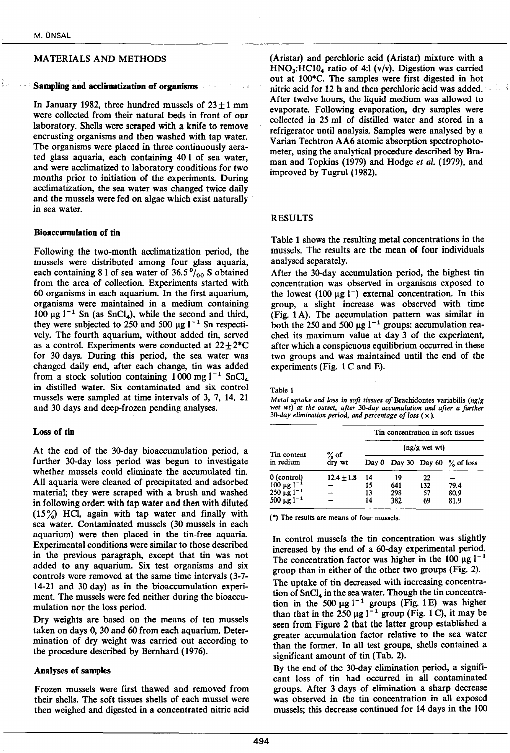## MATERIALS AND METHODS

### Sampling and acclimatization of organisms

In January 1982, three hundred mussels of $23 \pm 1$ mm were collected from their natural beds in front of our laboratory. Shells were scraped with a knife to remove encrusting organisms and then washed with tap water. The organisms were placed in three continuously aerated glass aquaria, each containing 40 l of sea water, and were acclimatized to laboratory conditions for two months prior to initiation of the experiments. During acclimatization, the sea water was changed twice daily and the mussels were fed on algae which exist naturally in sea water.

### Bioaccumulation of tin

Following the two-month acclimatization period, the mussels were distributed among four glass aquaria, each containing 8 l of sea water of 36.5 ‰ S obtained from the area of collection. Experiments started with 60 organisms in each aquarium. In the first aquarium, organisms were maintained in a medium containing 100 $\mu g\ l^{-1}$ Sn (as $SnCl_4$), while the second and third, they were subjected to 250 and 500 $\mu g\ l^{-1}$ Sn respectively. The fourth aquarium, without added tin, served as a control. Experiments were conducted at $22 \pm 2$*C for 30 days. During this period, the sea water was changed daily end, after each change, tin was added from a stock solution containing 1000 mg $l^{-1}$ $SnCl_4$ in distilled water. Six contaminated and six control mussels were sampled at time intervals of 3, 7, 14, 21 and 30 days and deep-frozen pending analyses.

### Loss of tin

At the end of the 30-day bioaccumulation period, a further 30-day loss period was begun to investigate whether mussels could eliminate the accumulated tin. All aquaria were cleaned of precipitated and adsorbed material; they were scraped with a brush and washed in following order: with tap water and then with diluted (15%) HCl, again with tap water and finally with sea water. Contaminated mussels (30 mussels in each aquarium) were then placed in the tin-free aquaria. Experimental conditions were similar to those described in the previous paragraph, except that tin was not added to any aquarium. Six test organisms and six controls were removed at the same time intervals (3-7-14-21 and 30 day) as in the bioaccumulation experiment. The mussels were fed neither during the bioaccumulation nor the loss period.

Dry weights are based on the means of ten mussels taken on days 0, 30 and 60 from each aquarium. Determination of dry weight was carried out according to the procedure described by Bernhard (1976).

### Analyses of samples

Frozen mussels were first thawed and removed from their shells. The soft tissues shells of each mussel were then weighed and digested in a concentrated nitric acid (Aristar) and perchloric acid (Aristar) mixture with a $HNO_3$:$HClO_4$ ratio of 4:1 (v/v). Digestion was carried out at 100*C. The samples were first digested in hot nitric acid for 12 h and then perchloric acid was added. After twelve hours, the liquid medium was allowed to evaporate. Following evaporation, dry samples were collected in 25 ml of distilled water and stored in a refrigerator until analysis. Samples were analysed by a Varian Techtron AA6 atomic absorption spectrophotometer, using the analytical procedure described by Braman and Topkins (1979) and Hodge *et al.* (1979), and improved by Tugrul (1982).

## RESULTS

Table 1 shows the resulting metal concentrations in the mussels. The results are the mean of four individuals analysed separately.

After the 30-day accumulation period, the highest tin concentration was observed in organisms exposed to the lowest (100 $\mu g\ l^{-}$) external concentration. In this group, a slight increase was observed with time (Fig. 1 A). The accumulation pattern was similar in both the 250 and 500 $\mu g\ l^{-1}$ groups: accumulation reached its maximum value at day 3 of the experiment, after which a conspicuous equilibrium occurred in these two groups and was maintained until the end of the experiments (Fig. 1 C and E).

Table 1

*Metal uptake and loss in soft tissues of* Brachidontes variabilis *(ng/g wet wt) at the outset, after 30-day accumulation and after a further 30-day elimination period, and percentage of loss (×).*

| Tin content in redium | % of dry wt | Tin concentration in soft tissues (ng/g wet wt) | | | |
|---|---|---|---|---|---|
| | | Day 0 | Day 30 | Day 60 | % of loss |
| 0 (control) | $12.4 \pm 1.8$ | 14 | 19 | 22 | – |
| 100 $\mu g\ l^{-1}$ | – | 15 | 641 | 132 | 79.4 |
| 250 $\mu g\ l^{-1}$ | – | 13 | 298 | 57 | 80.9 |
| 500 $\mu g\ l^{-1}$ | – | 14 | 382 | 69 | 81.9 |

(*) The results are means of four mussels.

In control mussels the tin concentration was slightly increased by the end of a 60-day experimental period. The concentration factor was higher in the 100 $\mu g\ l^{-1}$ group than in either of the other two groups (Fig. 2).

The uptake of tin decreased with increasing concentration of $SnCl_4$ in the sea water. Though the tin concentration in the 500 $\mu g\ l^{-1}$ groups (Fig. 1 E) was higher than that in the 250 $\mu g\ l^{-1}$ group (Fig. 1 C), it may be seen from Figure 2 that the latter group established a greater accumulation factor relative to the sea water than the former. In all test groups, shells contained a significant amount of tin (Tab. 2).

By the end of the 30-day elimination period, a significant loss of tin had occurred in all contaminated groups. After 3 days of elimination a sharp decrease was observed in the tin concentration in all exposed mussels; this decrease continued for 14 days in the 100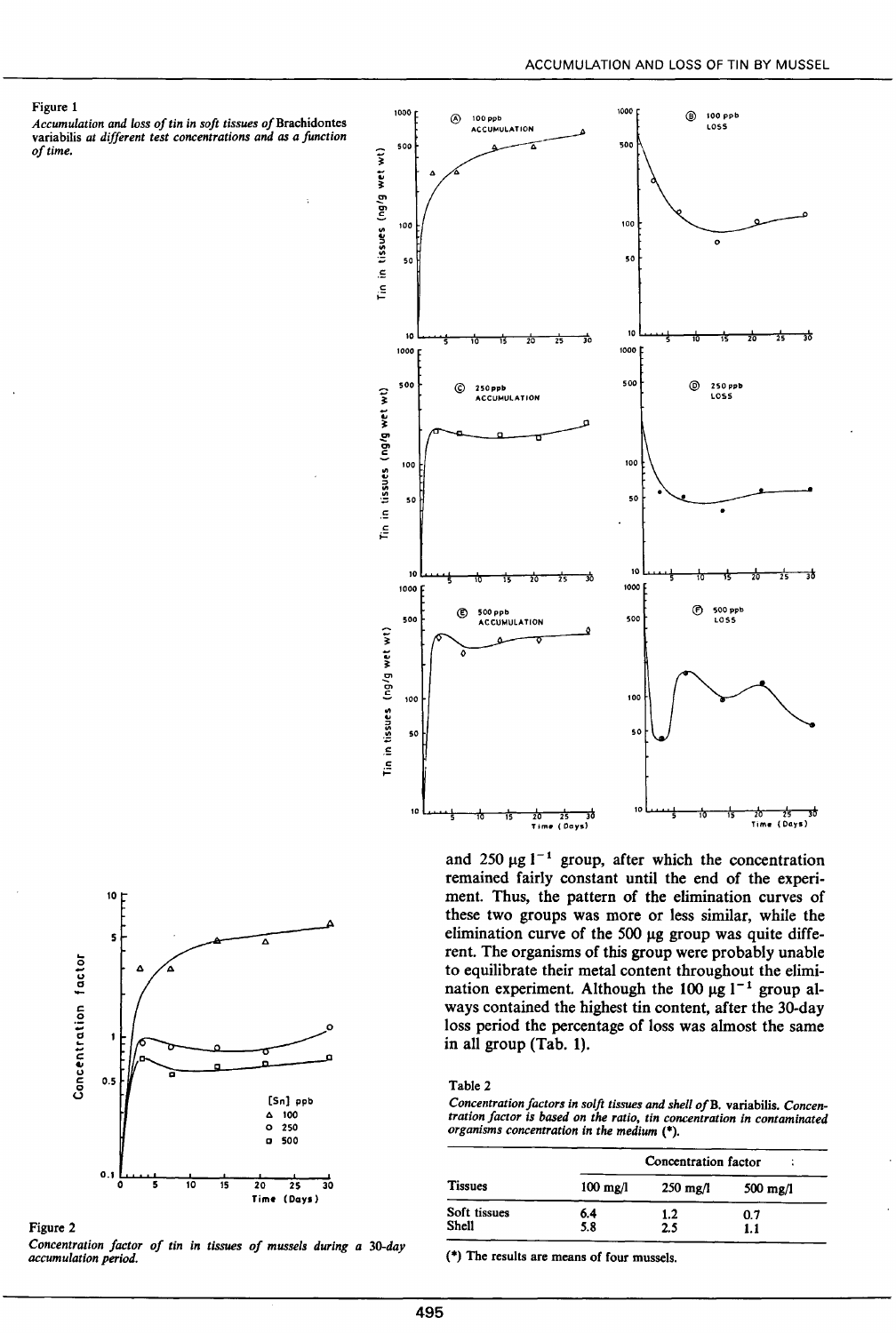Figure 1

*Accumulation and loss of tin in soft tissues of* Brachidontes variabilis *at different test concentrations and as a function of time.*

Figure 2

*Concentration factor of tin in tissues of mussels during a 30-day accumulation period.*

and 250 µg $l^{-1}$ group, after which the concentration remained fairly constant until the end of the experiment. Thus, the pattern of the elimination curves of these two groups was more or less similar, while the elimination curve of the 500 µg group was quite different. The organisms of this group were probably unable to equilibrate their metal content throughout the elimination experiment. Although the 100 µg $l^{-1}$ group always contained the highest tin content, after the 30-day loss period the percentage of loss was almost the same in all group (Tab. 1).

Table 2

*Concentration factors in solft tissues and shell of* B. variabilis. *Concentration factor is based on the ratio, tin concentration in contaminated organisms concentration in the medium (\*).*

| Tissues | Concentration factor | | |
|---|---|---|---|
| | 100 mg/l | 250 mg/l | 500 mg/l |
| Soft tissues | 6.4 | 1.2 | 0.7 |
| Shell | 5.8 | 2.5 | 1.1 |

(*) The results are means of four mussels.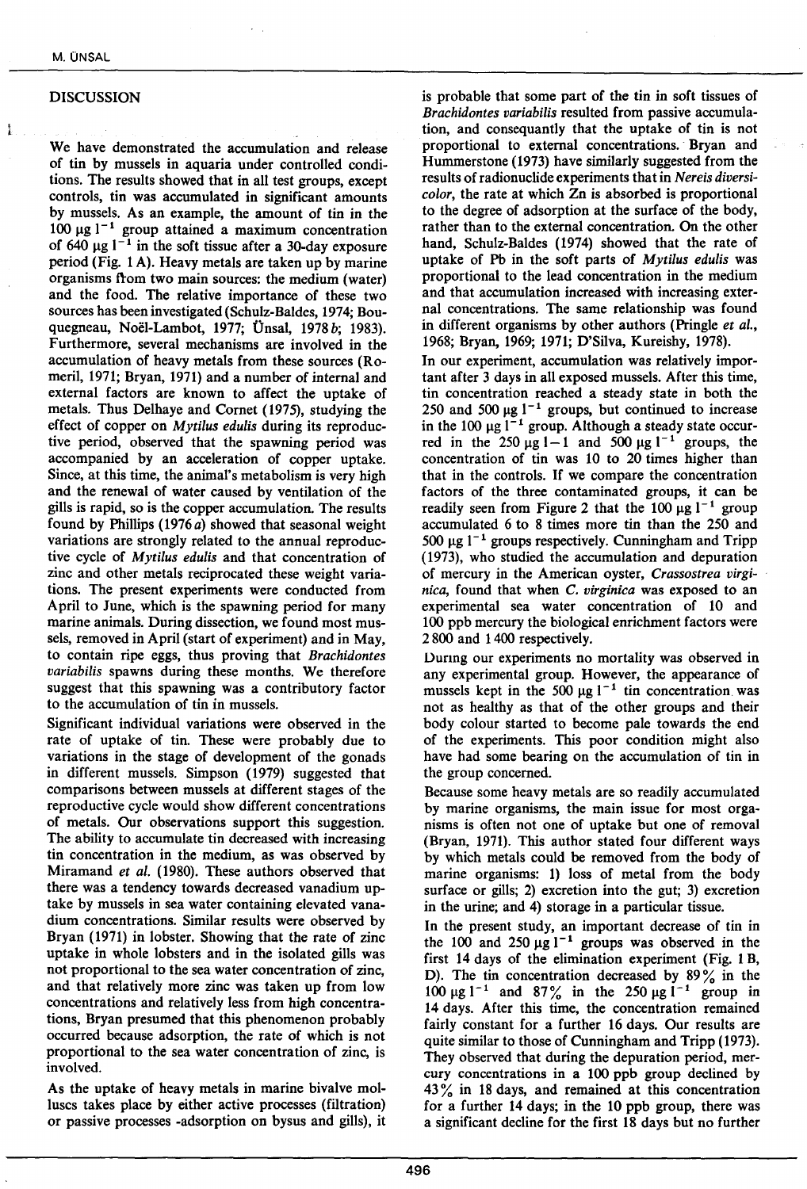## DISCUSSION

We have demonstrated the accumulation and release of tin by mussels in aquaria under controlled conditions. The results showed that in all test groups, except controls, tin was accumulated in significant amounts by mussels. As an example, the amount of tin in the 100 μg $l^{-1}$ group attained a maximum concentration of 640 μg $l^{-1}$ in the soft tissue after a 30-day exposure period (Fig. 1 A). Heavy metals are taken up by marine organisms from two main sources: the medium (water) and the food. The relative importance of these two sources has been investigated (Schulz-Baldes, 1974; Bouquegneau, Noël-Lambot, 1977; Ünsal, 1978 *b*; 1983). Furthermore, several mechanisms are involved in the accumulation of heavy metals from these sources (Romeril, 1971; Bryan, 1971) and a number of internal and external factors are known to affect the uptake of metals. Thus Delhaye and Cornet (1975), studying the effect of copper on *Mytilus edulis* during its reproductive period, observed that the spawning period was accompanied by an acceleration of copper uptake. Since, at this time, the animal's metabolism is very high and the renewal of water caused by ventilation of the gills is rapid, so is the copper accumulation. The results found by Phillips (1976 *a*) showed that seasonal weight variations are strongly related to the annual reproductive cycle of *Mytilus edulis* and that concentration of zinc and other metals reciprocated these weight variations. The present experiments were conducted from April to June, which is the spawning period for many marine animals. During dissection, we found most mussels, removed in April (start of experiment) and in May, to contain ripe eggs, thus proving that *Brachidontes variabilis* spawns during these months. We therefore suggest that this spawning was a contributory factor to the accumulation of tin in mussels.

Significant individual variations were observed in the rate of uptake of tin. These were probably due to variations in the stage of development of the gonads in different mussels. Simpson (1979) suggested that comparisons between mussels at different stages of the reproductive cycle would show different concentrations of metals. Our observations support this suggestion. The ability to accumulate tin decreased with increasing tin concentration in the medium, as was observed by Miramand *et al.* (1980). These authors observed that there was a tendency towards decreased vanadium uptake by mussels in sea water containing elevated vanadium concentrations. Similar results were observed by Bryan (1971) in lobster. Showing that the rate of zinc uptake in whole lobsters and in the isolated gills was not proportional to the sea water concentration of zinc, and that relatively more zinc was taken up from low concentrations and relatively less from high concentrations, Bryan presumed that this phenomenon probably occurred because adsorption, the rate of which is not proportional to the sea water concentration of zinc, is involved.

As the uptake of heavy metals in marine bivalve molluscs takes place by either active processes (filtration) or passive processes -adsorption on bysus and gills), it is probable that some part of the tin in soft tissues of *Brachidontes variabilis* resulted from passive accumulation, and consequantly that the uptake of tin is not proportional to external concentrations. Bryan and Hummerstone (1973) have similarly suggested from the results of radionuclide experiments that in *Nereis diversicolor*, the rate at which Zn is absorbed is proportional to the degree of adsorption at the surface of the body, rather than to the external concentration. On the other hand, Schulz-Baldes (1974) showed that the rate of uptake of Pb in the soft parts of *Mytilus edulis* was proportional to the lead concentration in the medium and that accumulation increased with increasing external concentrations. The same relationship was found in different organisms by other authors (Pringle *et al.*, 1968; Bryan, 1969; 1971; D'Silva, Kureishy, 1978).

In our experiment, accumulation was relatively important after 3 days in all exposed mussels. After this time, tin concentration reached a steady state in both the 250 and 500 μg $l^{-1}$ groups, but continued to increase in the 100 μg $l^{-1}$ group. Although a steady state occurred in the 250 μg l−1 and 500 μg $l^{-1}$ groups, the concentration of tin was 10 to 20 times higher than that in the controls. If we compare the concentration factors of the three contaminated groups, it can be readily seen from Figure 2 that the 100 μg $l^{-1}$ group accumulated 6 to 8 times more tin than the 250 and 500 μg $l^{-1}$ groups respectively. Cunningham and Tripp (1973), who studied the accumulation and depuration of mercury in the American oyster, *Crassostrea virginica*, found that when *C. virginica* was exposed to an experimental sea water concentration of 10 and 100 ppb mercury the biological enrichment factors were 2 800 and 1 400 respectively.

During our experiments no mortality was observed in any experimental group. However, the appearance of mussels kept in the 500 μg $l^{-1}$ tin concentration was not as healthy as that of the other groups and their body colour started to become pale towards the end of the experiments. This poor condition might also have had some bearing on the accumulation of tin in the group concerned.

Because some heavy metals are so readily accumulated by marine organisms, the main issue for most organisms is often not one of uptake but one of removal (Bryan, 1971). This author stated four different ways by which metals could be removed from the body of marine organisms: 1) loss of metal from the body surface or gills; 2) excretion into the gut; 3) excretion in the urine; and 4) storage in a particular tissue.

In the present study, an important decrease of tin in the 100 and 250 μg $l^{-1}$ groups was observed in the first 14 days of the elimination experiment (Fig. 1 B, D). The tin concentration decreased by 89 % in the 100 μg $l^{-1}$ and 87 % in the 250 μg $l^{-1}$ group in 14 days. After this time, the concentration remained fairly constant for a further 16 days. Our results are quite similar to those of Cunningham and Tripp (1973). They observed that during the depuration period, mercury concentrations in a 100 ppb group declined by 43 % in 18 days, and remained at this concentration for a further 14 days; in the 10 ppb group, there was a significant decline for the first 18 days but no further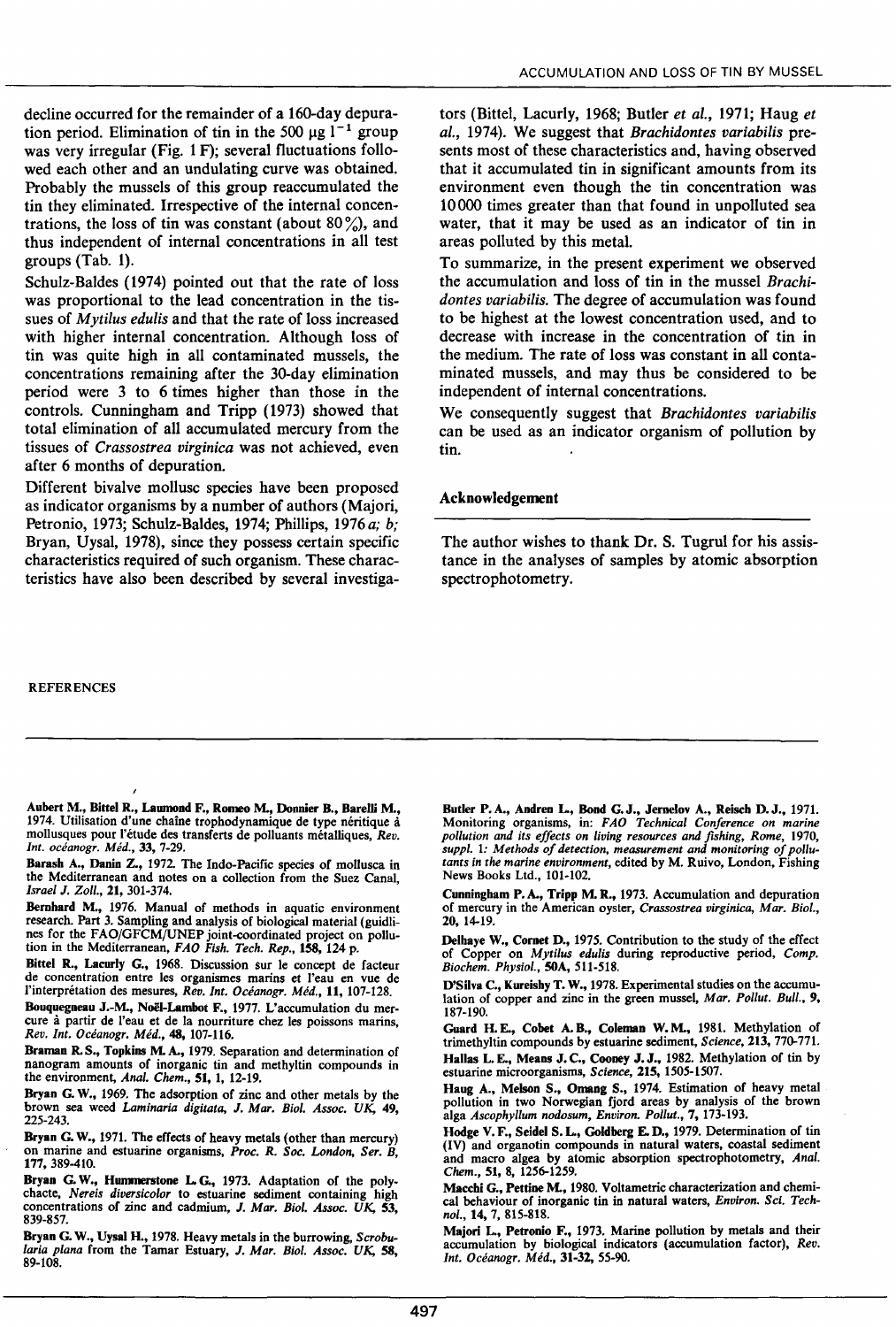decline occurred for the remainder of a 160-day depuration period. Elimination of tin in the 500 µg $l^{-1}$ group was very irregular (Fig. 1 F); several fluctuations followed each other and an undulating curve was obtained. Probably the mussels of this group reaccumulated the tin they eliminated. Irrespective of the internal concentrations, the loss of tin was constant (about 80%), and thus independent of internal concentrations in all test groups (Tab. 1).

Schulz-Baldes (1974) pointed out that the rate of loss was proportional to the lead concentration in the tissues of *Mytilus edulis* and that the rate of loss increased with higher internal concentration. Although loss of tin was quite high in all contaminated mussels, the concentrations remaining after the 30-day elimination period were 3 to 6 times higher than those in the controls. Cunningham and Tripp (1973) showed that total elimination of all accumulated mercury from the tissues of *Crassostrea virginica* was not achieved, even after 6 months of depuration.

Different bivalve mollusc species have been proposed as indicator organisms by a number of authors (Majori, Petronio, 1973; Schulz-Baldes, 1974; Phillips, 1976 *a*; *b*; Bryan, Uysal, 1978), since they possess certain specific characteristics required of such organism. These characteristics have also been described by several investigators (Bittel, Lacurly, 1968; Butler *et al.*, 1971; Haug *et al.*, 1974). We suggest that *Brachidontes variabilis* presents most of these characteristics and, having observed that it accumulated tin in significant amounts from its environment even though the tin concentration was 10 000 times greater than that found in unpolluted sea water, that it may be used as an indicator of tin in areas polluted by this metal.

To summarize, in the present experiment we observed the accumulation and loss of tin in the mussel *Brachidontes variabilis*. The degree of accumulation was found to be highest at the lowest concentration used, and to decrease with increase in the concentration of tin in the medium. The rate of loss was constant in all contaminated mussels, and may thus be considered to be independent of internal concentrations.

We consequently suggest that *Brachidontes variabilis* can be used as an indicator organism of pollution by tin.

## Acknowledgement

The author wishes to thank Dr. S. Tugrul for his assistance in the analyses of samples by atomic absorption spectrophotometry.

## REFERENCES

**Aubert M., Bittel R., Laumond F., Romeo M., Donnier B., Barelli M.**, 1974. Utilisation d'une chaîne trophodynamique de type néritique à mollusques pour l'étude des transferts de polluants métalliques, *Rev. Int. océanogr. Méd.*, **33**, 7-29.

**Barash A., Danin Z.**, 1972. The Indo-Pacific species of mollusca in the Mediterranean and notes on a collection from the Suez Canal, *Israel J. Zoll.*, **21**, 301-374.

**Bernhard M.**, 1976. Manual of methods in aquatic environment research. Part 3. Sampling and analysis of biological material (guidlines for the FAO/GFCM/UNEP joint-coordinated project on pollution in the Mediterranean, *FAO Fish. Tech. Rep.*, **158**, 124 p.

**Bittel R., Lacurly G.**, 1968. Discussion sur le concept de facteur de concentration entre les organismes marins et l'eau en vue de l'interprétation des mesures, *Rev. Int. Océanogr. Méd.*, **11**, 107-128.

**Bouquegneau J.-M., Noël-Lambot F.**, 1977. L'accumulation du mercure à partir de l'eau et de la nourriture chez les poissons marins, *Rev. Int. Océanogr. Méd.*, **48**, 107-116.

**Braman R. S., Topkins M. A.**, 1979. Separation and determination of nanogram amounts of inorganic tin and methyltin compounds in the environment, *Anal. Chem.*, **51**, 1, 12-19.

**Bryan G. W.**, 1969. The adsorption of zinc and other metals by the brown sea weed *Laminaria digitata*, *J. Mar. Biol. Assoc. UK*, **49**, 225-243.

**Bryan G. W.**, 1971. The effects of heavy metals (other than mercury) on marine and estuarine organisms, *Proc. R. Soc. London, Ser. B*, **177**, 389-410.

**Bryan G. W., Hummerstone L. G.**, 1973. Adaptation of the polychaete, *Nereis diversicolor* to estuarine sediment containing high concentrations of zinc and cadmium, *J. Mar. Biol. Assoc. UK*, **53**, 839-857.

**Bryan G. W., Uysal H.**, 1978. Heavy metals in the burrowing, *Scrobularia plana* from the Tamar Estuary, *J. Mar. Biol. Assoc. UK*, **58**, 89-108.

**Butler P. A., Andren L., Bond G. J., Jernelov A., Reisch D. J.**, 1971. Monitoring organisms, in: *FAO Technical Conference on marine pollution and its effects on living resources and fishing, Rome*, 1970, *suppl. 1: Methods of detection, measurement and monitoring of pollutants in the marine environment*, edited by M. Ruivo, London, Fishing News Books Ltd., 101-102.

**Cunningham P. A., Tripp M. R.**, 1973. Accumulation and depuration of mercury in the American oyster, *Crassostrea virginica*, *Mar. Biol.*, **20**, 14-19.

**Delhaye W., Cornet D.**, 1975. Contribution to the study of the effect of Copper on *Mytilus edulis* during reproductive period, *Comp. Biochem. Physiol.*, **50A**, 511-518.

**D'Silva C., Kureishy T. W.**, 1978. Experimental studies on the accumulation of copper and zinc in the green mussel, *Mar. Pollut. Bull.*, **9**, 187-190.

**Guard H. E., Cobet A. B., Coleman W. M.**, 1981. Methylation of trimethyltin compounds by estuarine sediment, *Science*, **213**, 770-771.

**Hallas L. E., Means J. C., Cooney J. J.**, 1982. Methylation of tin by estuarine microorganisms, *Science*, **215**, 1505-1507.

**Haug A., Melson S., Omang S.**, 1974. Estimation of heavy metal pollution in two Norwegian fjord areas by analysis of the brown alga *Ascophyllum nodosum*, *Environ. Pollut.*, **7**, 173-193.

**Hodge V. F., Seidel S. L., Goldberg E. D.**, 1979. Determination of tin (IV) and organotin compounds in natural waters, coastal sediment and macro algea by atomic absorption spectrophotometry, *Anal. Chem.*, **51**, 8, 1256-1259.

**Macchi G., Pettine M.**, 1980. Voltametric characterization and chemical behaviour of inorganic tin in natural waters, *Environ. Sci. Technol.*, **14**, 7, 815-818.

**Majori L., Petronio F.**, 1973. Marine pollution by metals and their accumulation by biological indicators (accumulation factor), *Rev. Int. Océanogr. Méd.*, **31-32**, 55-90.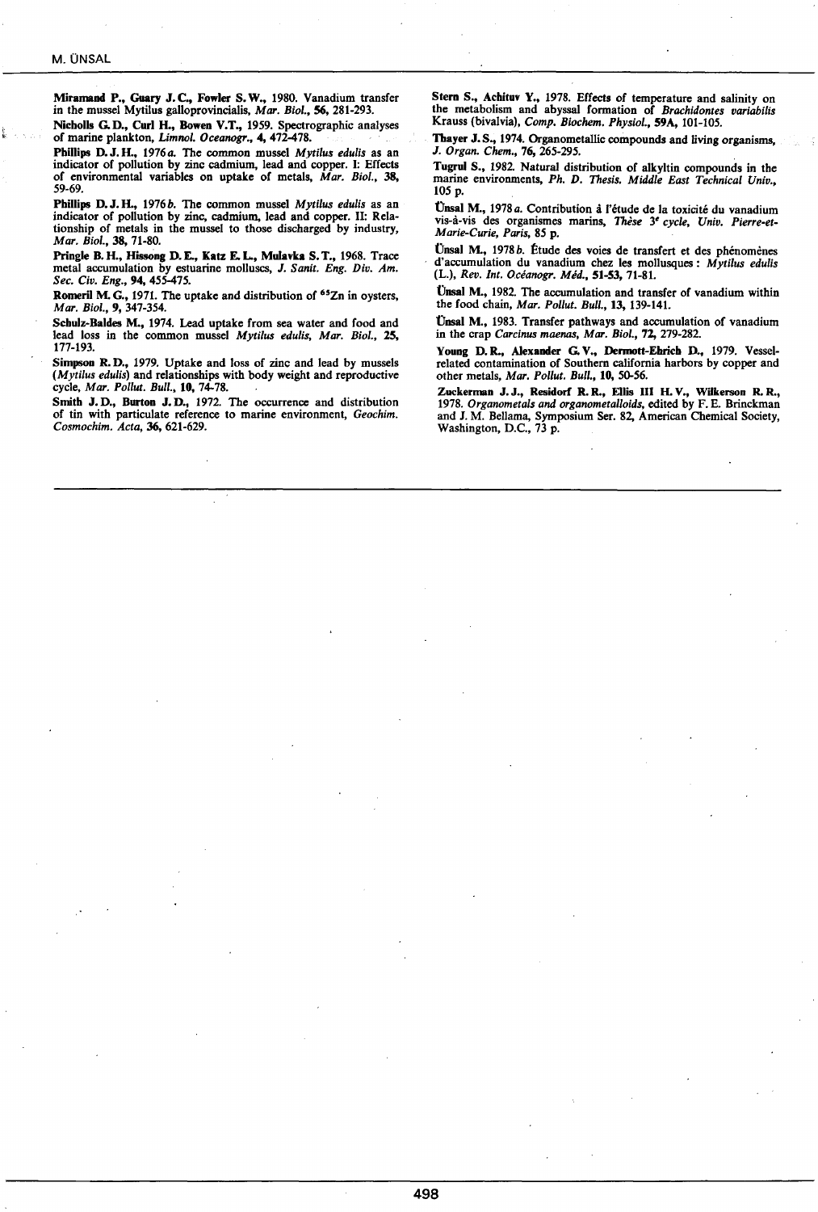**Miramand P., Guary J. C., Fowler S. W.,** 1980. Vanadium transfer in the mussel Mytilus galloprovincialis, *Mar. Biol.*, **56**, 281-293.

**Nicholls G. D., Curl H., Bowen V.T.,** 1959. Spectrographic analyses of marine plankton, *Limnol. Oceanogr.*, **4**, 472-478.

**Phillips D. J. H.,** 1976 *a*. The common mussel *Mytilus edulis* as an indicator of pollution by zinc cadmium, lead and copper. I: Effects of environmental variables on uptake of metals, *Mar. Biol.*, **38**, 59-69.

**Phillips D. J. H.,** 1976 *b*. The common mussel *Mytilus edulis* as an indicator of pollution by zinc, cadmium, lead and copper. II: Relationship of metals in the mussel to those discharged by industry, *Mar. Biol.*, **38**, 71-80.

**Pringle B. H., Hissong D. E., Katz E. L., Mulavka S. T.,** 1968. Trace metal accumulation by estuarine molluscs, *J. Sanit. Eng. Div. Am. Sec. Civ. Eng.*, **94**, 455-475.

**Romeril M. G.,** 1971. The uptake and distribution of $^{65}$Zn in oysters, *Mar. Biol.*, **9**, 347-354.

**Schulz-Baldes M.,** 1974. Lead uptake from sea water and food and lead loss in the common mussel *Mytilus edulis*, *Mar. Biol.*, **25**, 177-193.

**Simpson R. D.,** 1979. Uptake and loss of zinc and lead by mussels (*Mytilus edulis*) and relationships with body weight and reproductive cycle, *Mar. Pollut. Bull.*, **10**, 74-78.

**Smith J. D., Burton J. D.,** 1972. The occurrence and distribution of tin with particulate reference to marine environment, *Geochim. Cosmochim. Acta*, **36**, 621-629.

**Stern S., Achituv Y.,** 1978. Effects of temperature and salinity on the metabolism and abyssal formation of *Brachidontes variabilis* Krauss (bivalvia), *Comp. Biochem. Physiol.*, **59A**, 101-105.

**Thayer J. S.,** 1974. Organometallic compounds and living organisms, *J. Organ. Chem.*, **76**, 265-295.

**Tugrul S.,** 1982. Natural distribution of alkyltin compounds in the marine environments, *Ph. D. Thesis. Middle East Technical Univ.*, 105 p.

**Ünsal M.,** 1978 *a*. Contribution à l'étude de la toxicité du vanadium vis-à-vis des organismes marins, *Thèse 3e cycle, Univ. Pierre-et-Marie-Curie, Paris*, 85 p.

**Ünsal M.,** 1978 *b*. Étude des voies de transfert et des phénomènes d'accumulation du vanadium chez les mollusques : *Mytilus edulis* (L.), *Rev. Int. Océanogr. Méd.*, **51-53**, 71-81.

**Ünsal M.,** 1982. The accumulation and transfer of vanadium within the food chain, *Mar. Pollut. Bull.*, **13**, 139-141.

**Ünsal M.,** 1983. Transfer pathways and accumulation of vanadium in the crap *Carcinus maenas*, *Mar. Biol.*, **72**, 279-282.

**Young D. R., Alexander G. V., Dermott-Ehrich D.,** 1979. Vessel-related contamination of Southern california harbors by copper and other metals, *Mar. Pollut. Bull.*, **10**, 50-56.

**Zuckerman J. J., Residorf R. R., Ellis III H. V., Wilkerson R. R.,** 1978. *Organometals and organometalloids*, edited by F. E. Brinckman and J. M. Bellama, Symposium Ser. 82, American Chemical Society, Washington, D.C., 73 p.